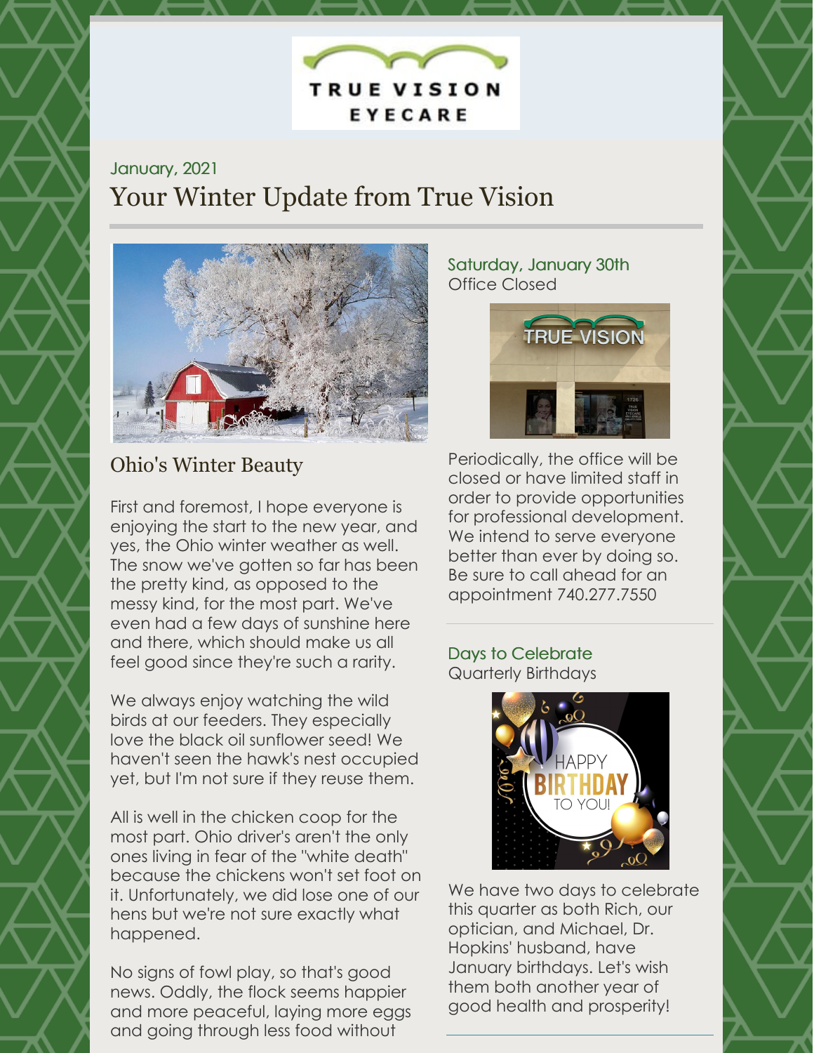TRUE VISION EYECARE

January, 2021

# Your Winter Update from True Vision

## Ohio's Winter Beauty

First and foremost, I hope everyone is enjoying the start to the new year, and yes, the Ohio winter weather as well. The snow we've gotten so far has been the pretty kind, as opposed to the messy kind, for the most part. We've even had a few days of sunshine here and there, which should make us all feel good since they're such a rarity.

We always enjoy watching the wild birds at our feeders. They especially love the black oil sunflower seed! We haven't seen the hawk's nest occupied yet, but I'm not sure if they reuse them.

All is well in the chicken coop for the most part. Ohio driver's aren't the only ones living in fear of the "white death" because the chickens won't set foot on it. Unfortunately, we did lose one of our hens but we're not sure exactly what happened.

No signs of fowl play, so that's good news. Oddly, the flock seems happier and more peaceful, laying more eggs and going through less food without

### Saturday, January 30th
Office Closed

Periodically, the office will be closed or have limited staff in order to provide opportunities for professional development. We intend to serve everyone better than ever by doing so. Be sure to call ahead for an appointment 740.277.7550

### Days to Celebrate
Quarterly Birthdays

We have two days to celebrate this quarter as both Rich, our optician, and Michael, Dr. Hopkins' husband, have January birthdays. Let's wish them both another year of good health and prosperity!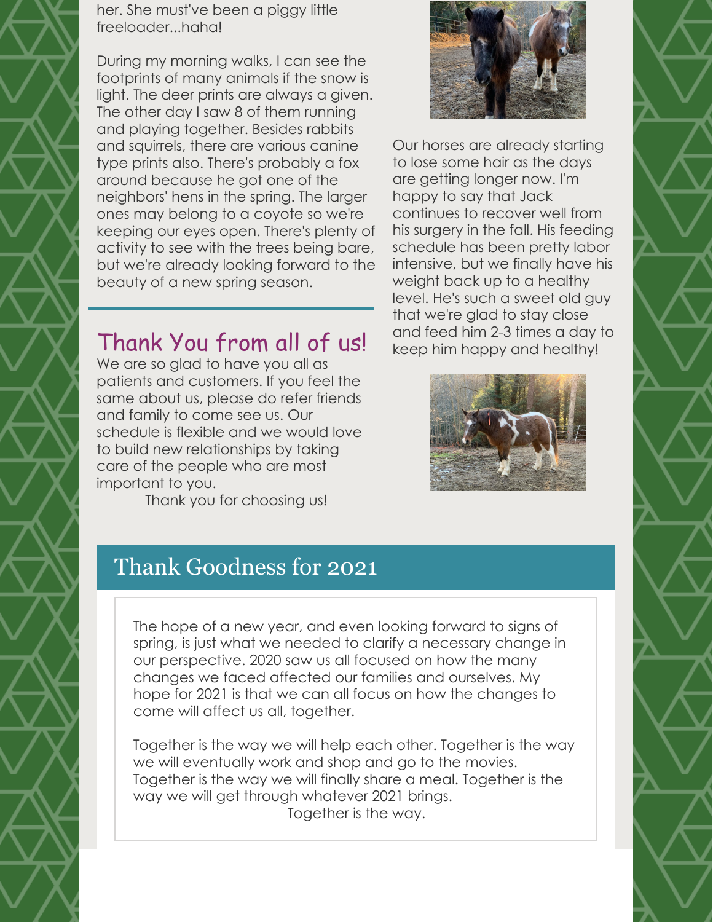her. She must've been a piggy little freeloader...haha!

During my morning walks, I can see the footprints of many animals if the snow is light. The deer prints are always a given. The other day I saw 8 of them running and playing together. Besides rabbits and squirrels, there are various canine type prints also. There's probably a fox around because he got one of the neighbors' hens in the spring. The larger ones may belong to a coyote so we're keeping our eyes open. There's plenty of activity to see with the trees being bare, but we're already looking forward to the beauty of a new spring season.

Our horses are already starting to lose some hair as the days are getting longer now. I'm happy to say that Jack continues to recover well from his surgery in the fall. His feeding schedule has been pretty labor intensive, but we finally have his weight back up to a healthy level. He's such a sweet old guy that we're glad to stay close and feed him 2-3 times a day to keep him happy and healthy!

## Thank You from all of us!

We are so glad to have you all as patients and customers. If you feel the same about us, please do refer friends and family to come see us. Our schedule is flexible and we would love to build new relationships by taking care of the people who are most important to you.

Thank you for choosing us!

## Thank Goodness for 2021

The hope of a new year, and even looking forward to signs of spring, is just what we needed to clarify a necessary change in our perspective. 2020 saw us all focused on how the many changes we faced affected our families and ourselves. My hope for 2021 is that we can all focus on how the changes to come will affect us all, together.

Together is the way we will help each other. Together is the way we will eventually work and shop and go to the movies. Together is the way we will finally share a meal. Together is the way we will get through whatever 2021 brings.

Together is the way.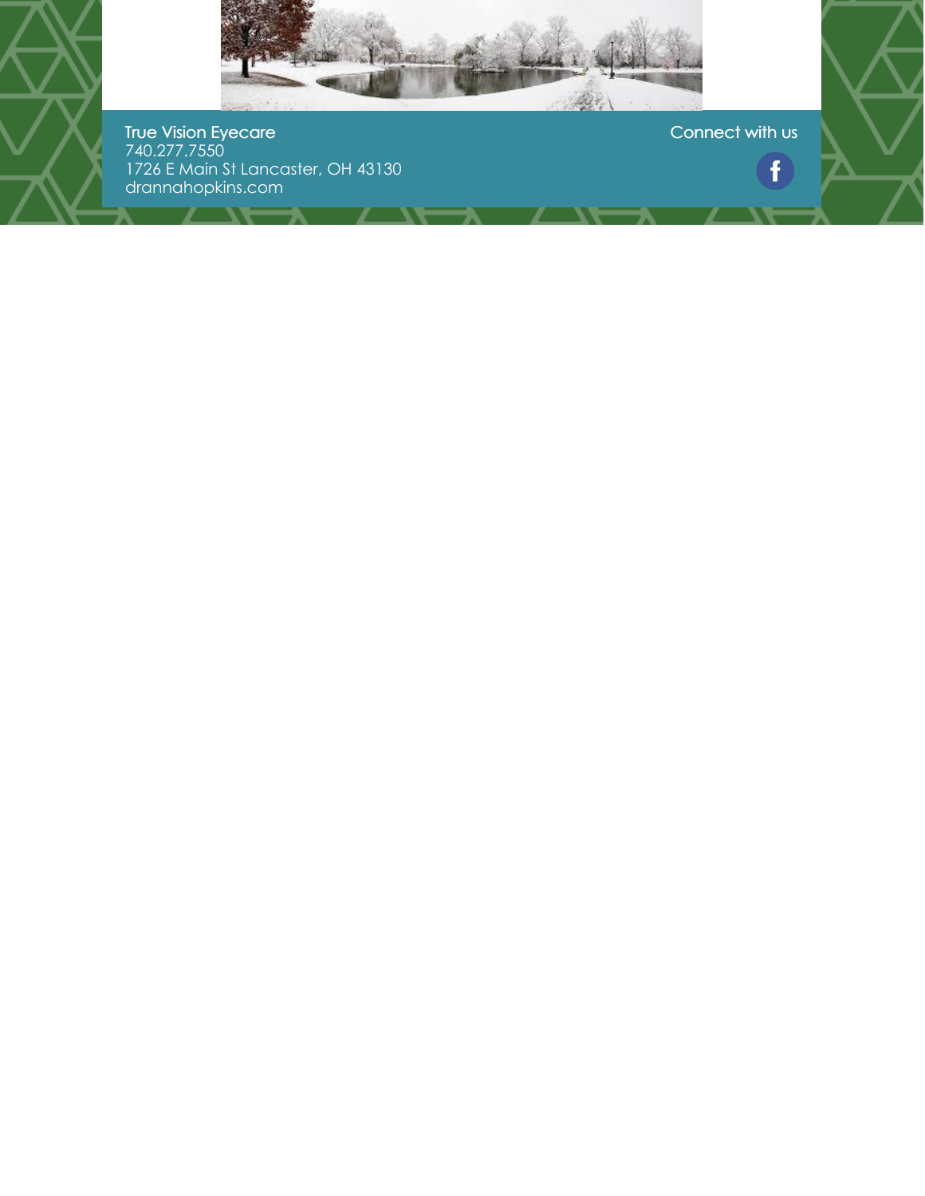**True Vision Eyecare**
740.277.7550
1726 E Main St Lancaster, OH 43130
drannahopkins.com

Connect with us